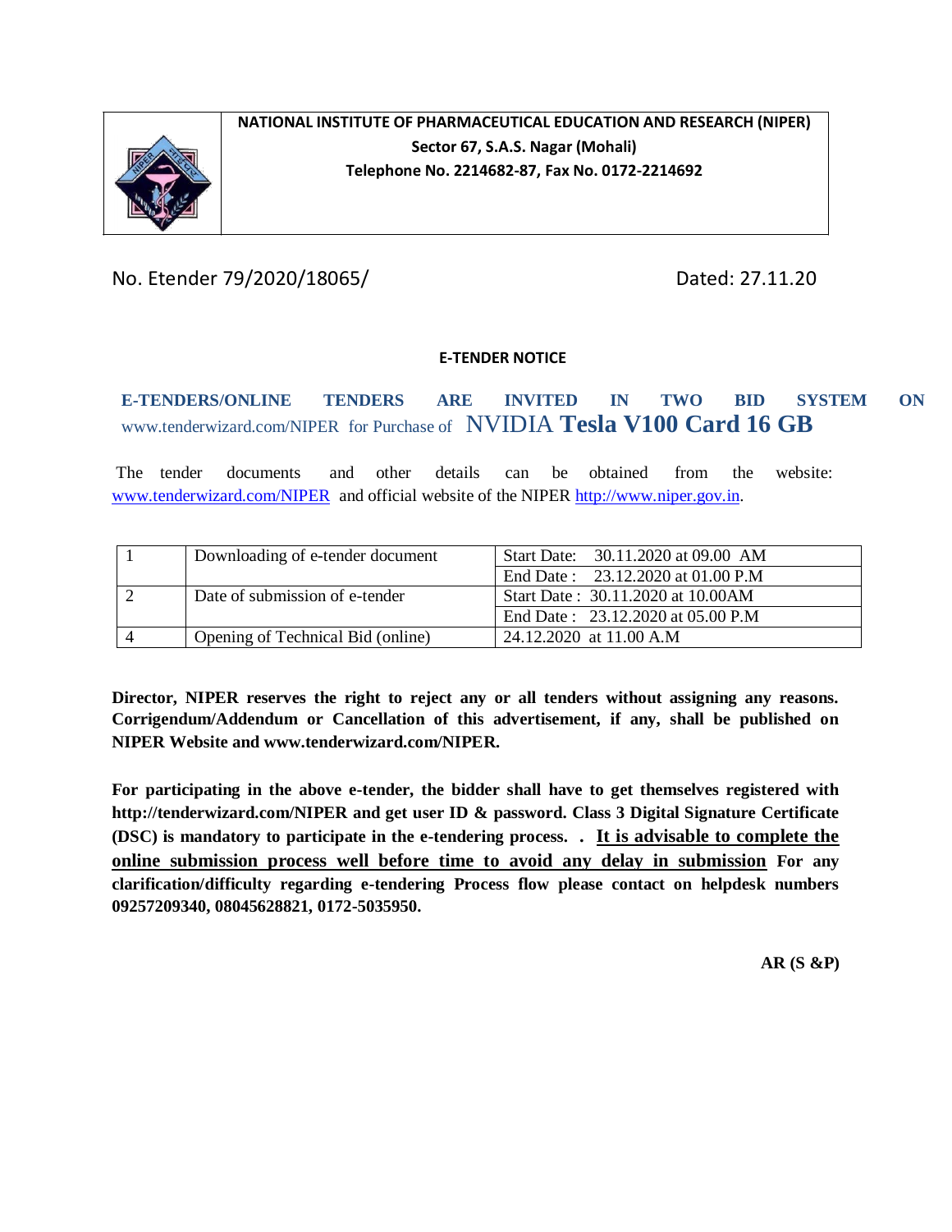**NATIONAL INSTITUTE OF PHARMACEUTICAL EDUCATION AND RESEARCH (NIPER)**
**Sector 67, S.A.S. Nagar (Mohali)**
**Telephone No. 2214682-87, Fax No. 0172-2214692**

No. Etender 79/2020/18065/ Dated: 27.11.20

## E-TENDER NOTICE

**E-TENDERS/ONLINE TENDERS ARE INVITED IN TWO BID SYSTEM ON** www.tenderwizard.com/NIPER for Purchase of NVIDIA **Tesla V100 Card 16 GB**

The tender documents and other details can be obtained from the website: www.tenderwizard.com/NIPER and official website of the NIPER http://www.niper.gov.in.

| | | |
|---|---|---|
| 1 | Downloading of e-tender document | Start Date: 30.11.2020 at 09.00 AM |
| | | End Date : 23.12.2020 at 01.00 P.M |
| 2 | Date of submission of e-tender | Start Date : 30.11.2020 at 10.00AM |
| | | End Date : 23.12.2020 at 05.00 P.M |
| 4 | Opening of Technical Bid (online) | 24.12.2020 at 11.00 A.M |

**Director, NIPER reserves the right to reject any or all tenders without assigning any reasons. Corrigendum/Addendum or Cancellation of this advertisement, if any, shall be published on NIPER Website and www.tenderwizard.com/NIPER.**

**For participating in the above e-tender, the bidder shall have to get themselves registered with http://tenderwizard.com/NIPER and get user ID & password. Class 3 Digital Signature Certificate (DSC) is mandatory to participate in the e-tendering process. . It is advisable to complete the online submission process well before time to avoid any delay in submission For any clarification/difficulty regarding e-tendering Process flow please contact on helpdesk numbers 09257209340, 08045628821, 0172-5035950.**

**AR (S &P)**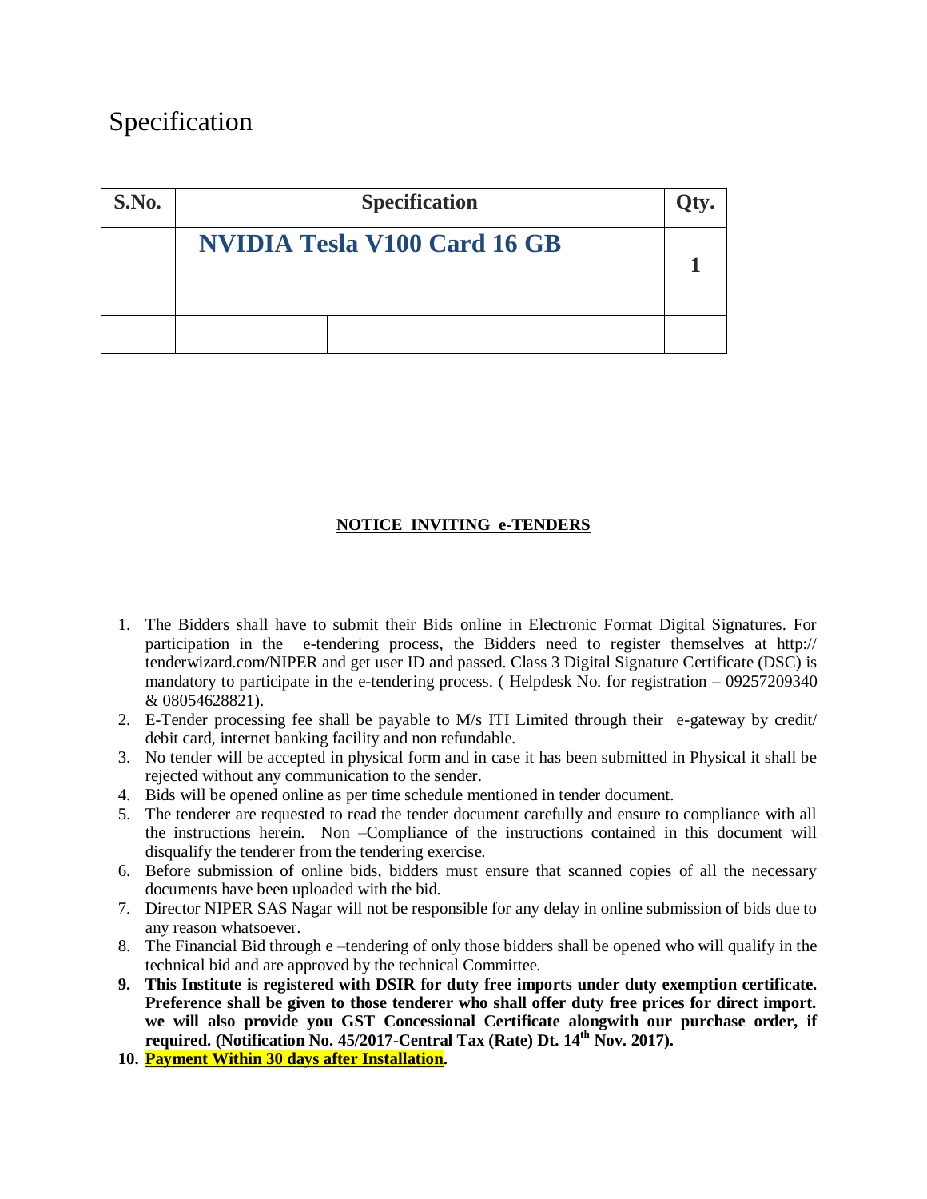# Specification

| S.No. | Specification | | Qty. |
|---|---|---|---|
| | **NVIDIA Tesla V100 Card 16 GB** | | **1** |
| | | | |

**NOTICE INVITING e-TENDERS**

1. The Bidders shall have to submit their Bids online in Electronic Format Digital Signatures. For participation in the e-tendering process, the Bidders need to register themselves at http:// tenderwizard.com/NIPER and get user ID and passed. Class 3 Digital Signature Certificate (DSC) is mandatory to participate in the e-tendering process. ( Helpdesk No. for registration – 09257209340 & 08054628821).
2. E-Tender processing fee shall be payable to M/s ITI Limited through their e-gateway by credit/ debit card, internet banking facility and non refundable.
3. No tender will be accepted in physical form and in case it has been submitted in Physical it shall be rejected without any communication to the sender.
4. Bids will be opened online as per time schedule mentioned in tender document.
5. The tenderer are requested to read the tender document carefully and ensure to compliance with all the instructions herein. Non –Compliance of the instructions contained in this document will disqualify the tenderer from the tendering exercise.
6. Before submission of online bids, bidders must ensure that scanned copies of all the necessary documents have been uploaded with the bid.
7. Director NIPER SAS Nagar will not be responsible for any delay in online submission of bids due to any reason whatsoever.
8. The Financial Bid through e –tendering of only those bidders shall be opened who will qualify in the technical bid and are approved by the technical Committee.
9. **This Institute is registered with DSIR for duty free imports under duty exemption certificate. Preference shall be given to those tenderer who shall offer duty free prices for direct import. we will also provide you GST Concessional Certificate alongwith our purchase order, if required. (Notification No. 45/2017-Central Tax (Rate) Dt. 14th Nov. 2017).**
10. **Payment Within 30 days after Installation.**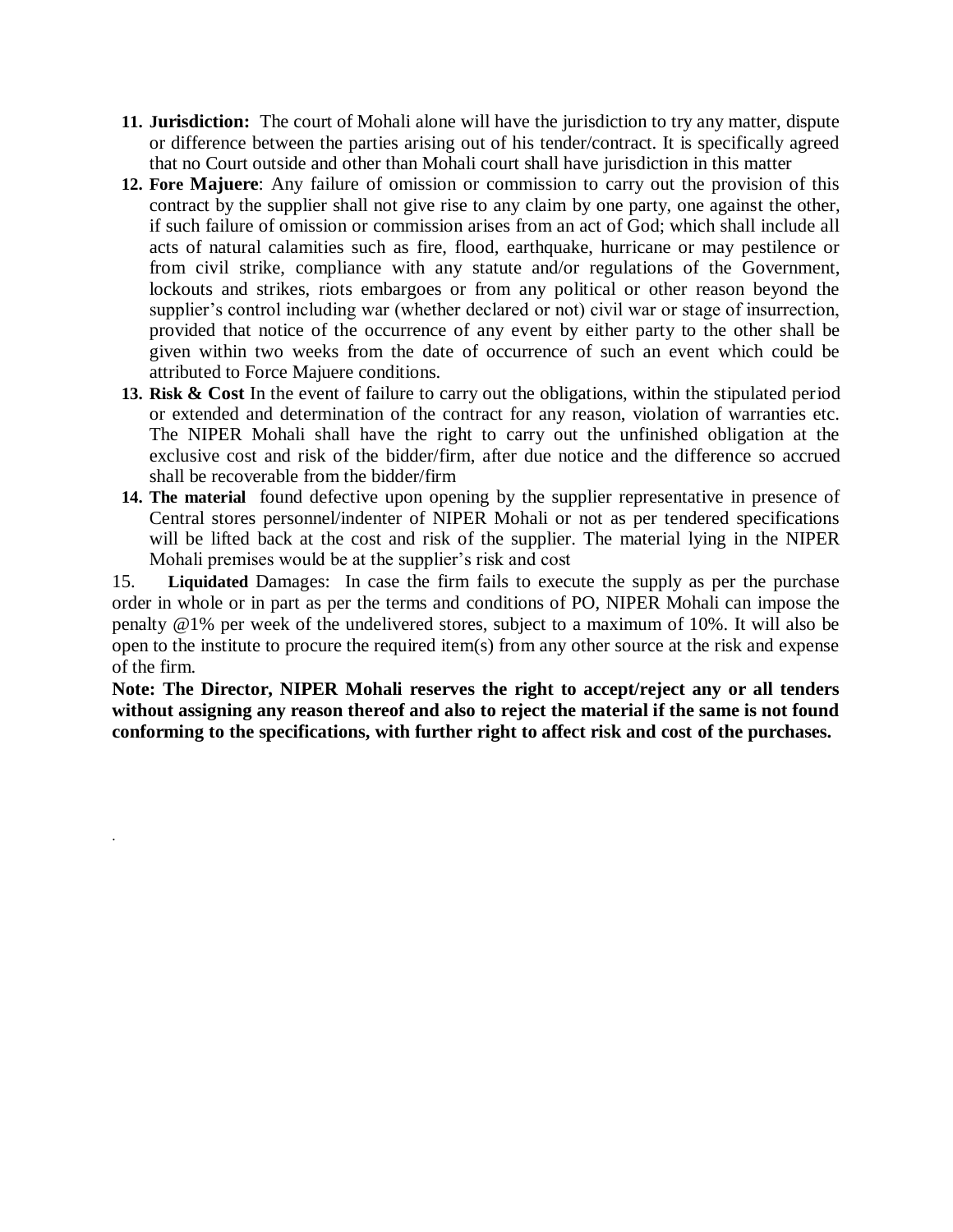11. **Jurisdiction:** The court of Mohali alone will have the jurisdiction to try any matter, dispute or difference between the parties arising out of his tender/contract. It is specifically agreed that no Court outside and other than Mohali court shall have jurisdiction in this matter
12. **Fore Majuere**: Any failure of omission or commission to carry out the provision of this contract by the supplier shall not give rise to any claim by one party, one against the other, if such failure of omission or commission arises from an act of God; which shall include all acts of natural calamities such as fire, flood, earthquake, hurricane or may pestilence or from civil strike, compliance with any statute and/or regulations of the Government, lockouts and strikes, riots embargoes or from any political or other reason beyond the supplier's control including war (whether declared or not) civil war or stage of insurrection, provided that notice of the occurrence of any event by either party to the other shall be given within two weeks from the date of occurrence of such an event which could be attributed to Force Majuere conditions.
13. **Risk & Cost** In the event of failure to carry out the obligations, within the stipulated period or extended and determination of the contract for any reason, violation of warranties etc. The NIPER Mohali shall have the right to carry out the unfinished obligation at the exclusive cost and risk of the bidder/firm, after due notice and the difference so accrued shall be recoverable from the bidder/firm
14. **The material** found defective upon opening by the supplier representative in presence of Central stores personnel/indenter of NIPER Mohali or not as per tendered specifications will be lifted back at the cost and risk of the supplier. The material lying in the NIPER Mohali premises would be at the supplier's risk and cost

15. **Liquidated** Damages: In case the firm fails to execute the supply as per the purchase order in whole or in part as per the terms and conditions of PO, NIPER Mohali can impose the penalty @1% per week of the undelivered stores, subject to a maximum of 10%. It will also be open to the institute to procure the required item(s) from any other source at the risk and expense of the firm.

**Note: The Director, NIPER Mohali reserves the right to accept/reject any or all tenders without assigning any reason thereof and also to reject the material if the same is not found conforming to the specifications, with further right to affect risk and cost of the purchases.**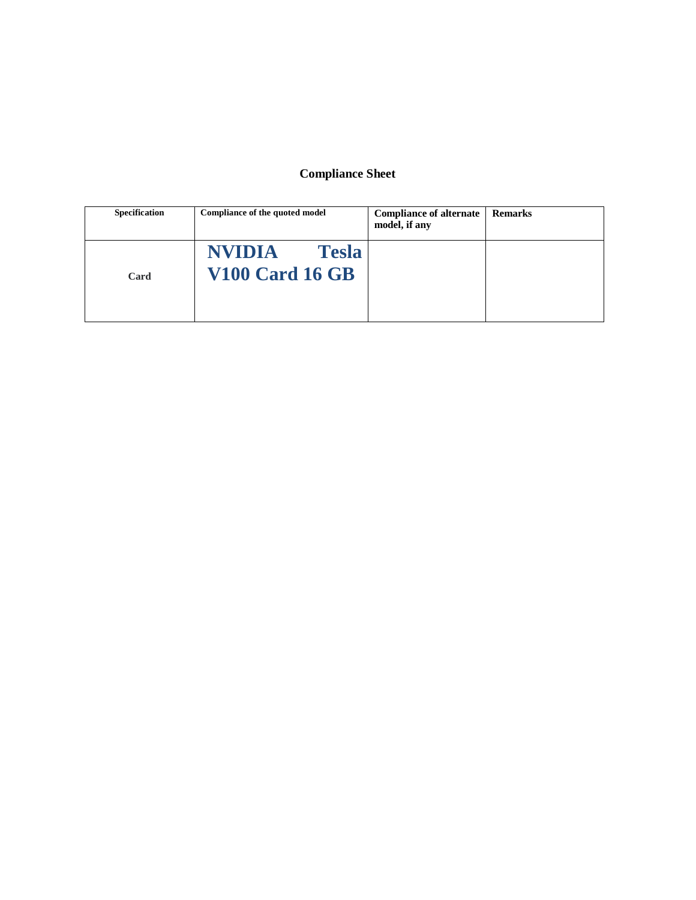## Compliance Sheet

| Specification | Compliance of the quoted model | Compliance of alternate model, if any | Remarks |
|---|---|---|---|
| Card | **NVIDIA Tesla V100 Card 16 GB** | | |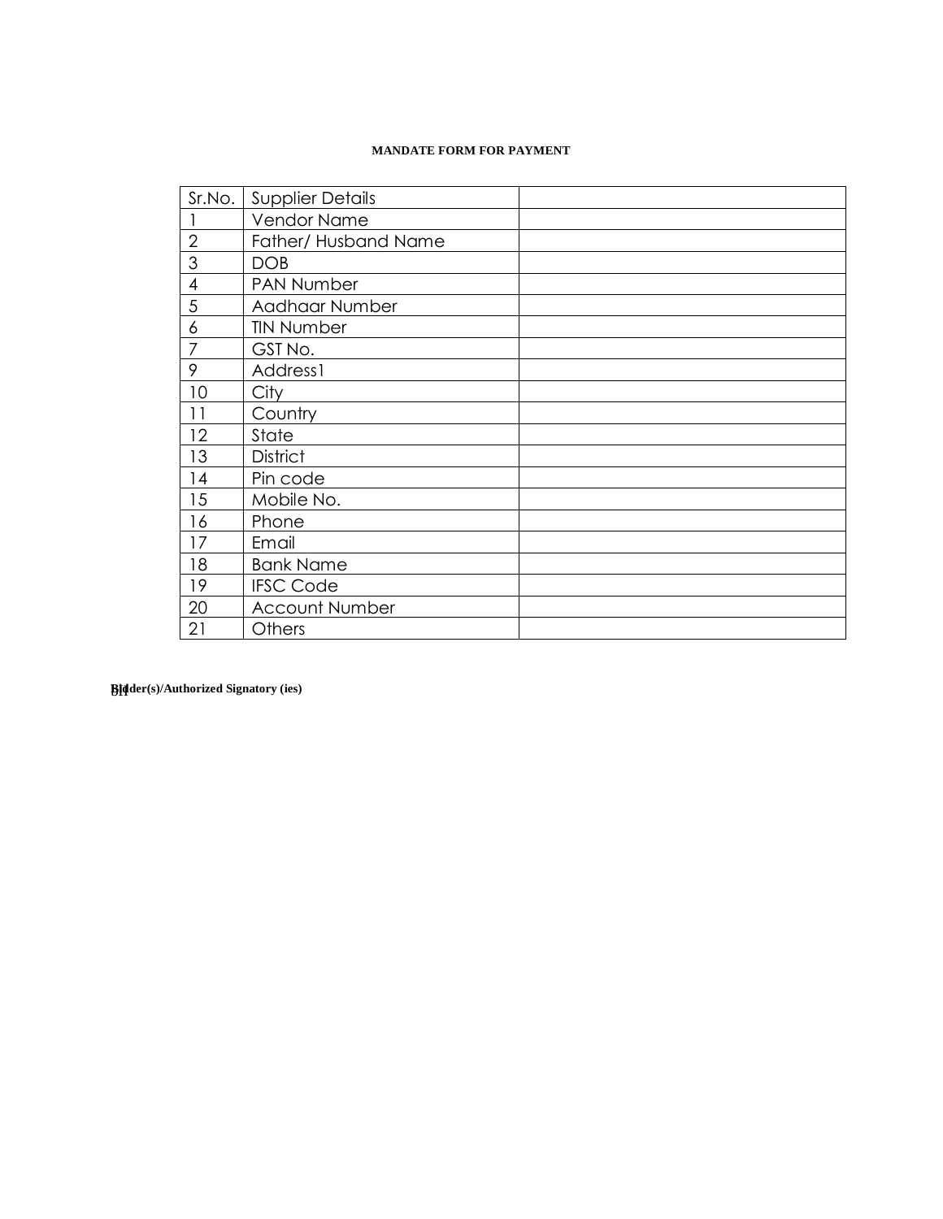**MANDATE FORM FOR PAYMENT**

| Sr.No. | Supplier Details | |
|---|---|---|
| 1 | Vendor Name | |
| 2 | Father/ Husband Name | |
| 3 | DOB | |
| 4 | PAN Number | |
| 5 | Aadhaar Number | |
| 6 | TIN Number | |
| 7 | GST No. | |
| 9 | Address1 | |
| 10 | City | |
| 11 | Country | |
| 12 | State | |
| 13 | District | |
| 14 | Pin code | |
| 15 | Mobile No. | |
| 16 | Phone | |
| 17 | Email | |
| 18 | Bank Name | |
| 19 | IFSC Code | |
| 20 | Account Number | |
| 21 | Others | |

**Bidder(s)/Authorized Signatory (ies)**